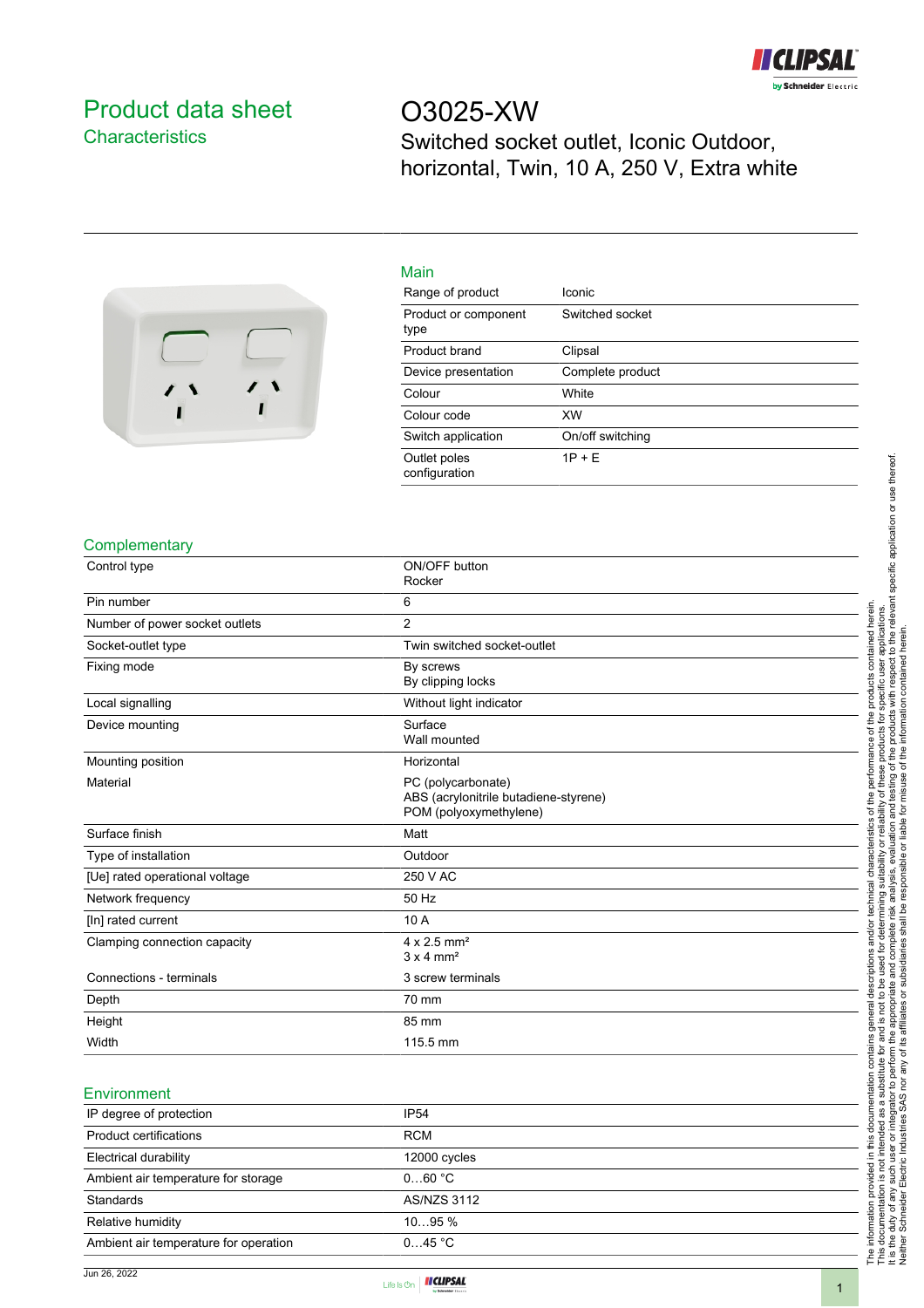# Product data sheet

## Characteristics

# O3025-XW

Switched socket outlet, Iconic Outdoor, horizontal, Twin, 10 A, 250 V, Extra white

## Main

| | |
|---|---|
| Range of product | Iconic |
| Product or component type | Switched socket |
| Product brand | Clipsal |
| Device presentation | Complete product |
| Colour | White |
| Colour code | XW |
| Switch application | On/off switching |
| Outlet poles configuration | 1P + E |

## Complementary

| | |
|---|---|
| Control type | ON/OFF button<br>Rocker |
| Pin number | 6 |
| Number of power socket outlets | 2 |
| Socket-outlet type | Twin switched socket-outlet |
| Fixing mode | By screws<br>By clipping locks |
| Local signalling | Without light indicator |
| Device mounting | Surface<br>Wall mounted |
| Mounting position | Horizontal |
| Material | PC (polycarbonate)<br>ABS (acrylonitrile butadiene-styrene)<br>POM (polyoxymethylene) |
| Surface finish | Matt |
| Type of installation | Outdoor |
| [Ue] rated operational voltage | 250 V AC |
| Network frequency | 50 Hz |
| [In] rated current | 10 A |
| Clamping connection capacity | 4 x 2.5 mm²<br>3 x 4 mm² |
| Connections - terminals | 3 screw terminals |
| Depth | 70 mm |
| Height | 85 mm |
| Width | 115.5 mm |

## Environment

| | |
|---|---|
| IP degree of protection | IP54 |
| Product certifications | RCM |
| Electrical durability | 12000 cycles |
| Ambient air temperature for storage | 0…60 °C |
| Standards | AS/NZS 3112 |
| Relative humidity | 10…95 % |
| Ambient air temperature for operation | 0…45 °C |

The information provided in this documentation contains general descriptions and/or technical characteristics of the performance of the products contained herein. This documentation is not intended as a substitute for and is not to be used for determining suitability or reliability of these products for specific user applications. It is the duty of any such user or integrator to perform the appropriate and complete risk analysis, evaluation and testing of the products with respect to the relevant specific application or use thereof. Neither Schneider Electric Industries SAS nor any of its affiliates or subsidiaries shall be responsible or liable for misuse of the information contained herein.

Jun 26, 2022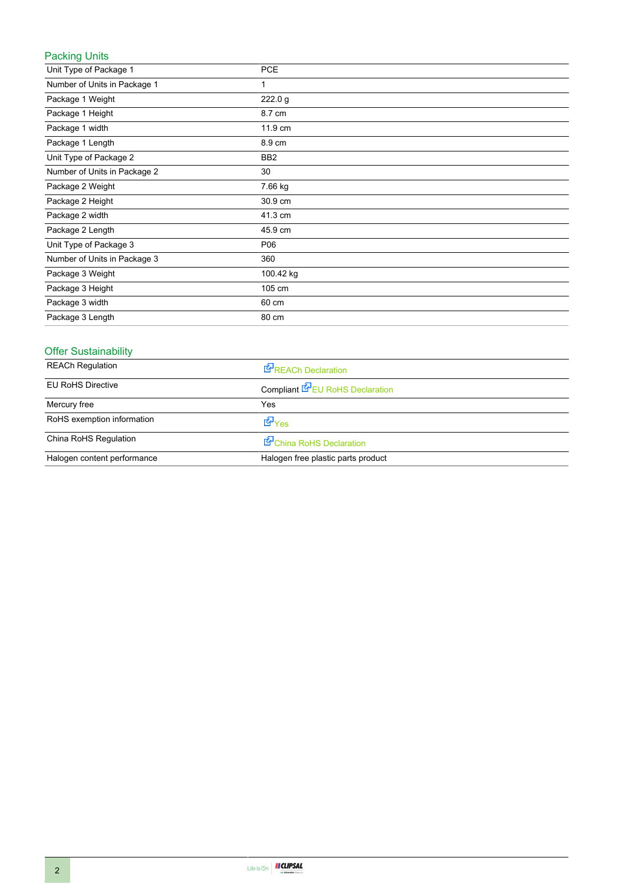## Packing Units

| | |
|---|---|
| Unit Type of Package 1 | PCE |
| Number of Units in Package 1 | 1 |
| Package 1 Weight | 222.0 g |
| Package 1 Height | 8.7 cm |
| Package 1 width | 11.9 cm |
| Package 1 Length | 8.9 cm |
| Unit Type of Package 2 | BB2 |
| Number of Units in Package 2 | 30 |
| Package 2 Weight | 7.66 kg |
| Package 2 Height | 30.9 cm |
| Package 2 width | 41.3 cm |
| Package 2 Length | 45.9 cm |
| Unit Type of Package 3 | P06 |
| Number of Units in Package 3 | 360 |
| Package 3 Weight | 100.42 kg |
| Package 3 Height | 105 cm |
| Package 3 width | 60 cm |
| Package 3 Length | 80 cm |

## Offer Sustainability

| | |
|---|---|
| REACh Regulation | REACh Declaration |
| EU RoHS Directive | Compliant EU RoHS Declaration |
| Mercury free | Yes |
| RoHS exemption information | Yes |
| China RoHS Regulation | China RoHS Declaration |
| Halogen content performance | Halogen free plastic parts product |